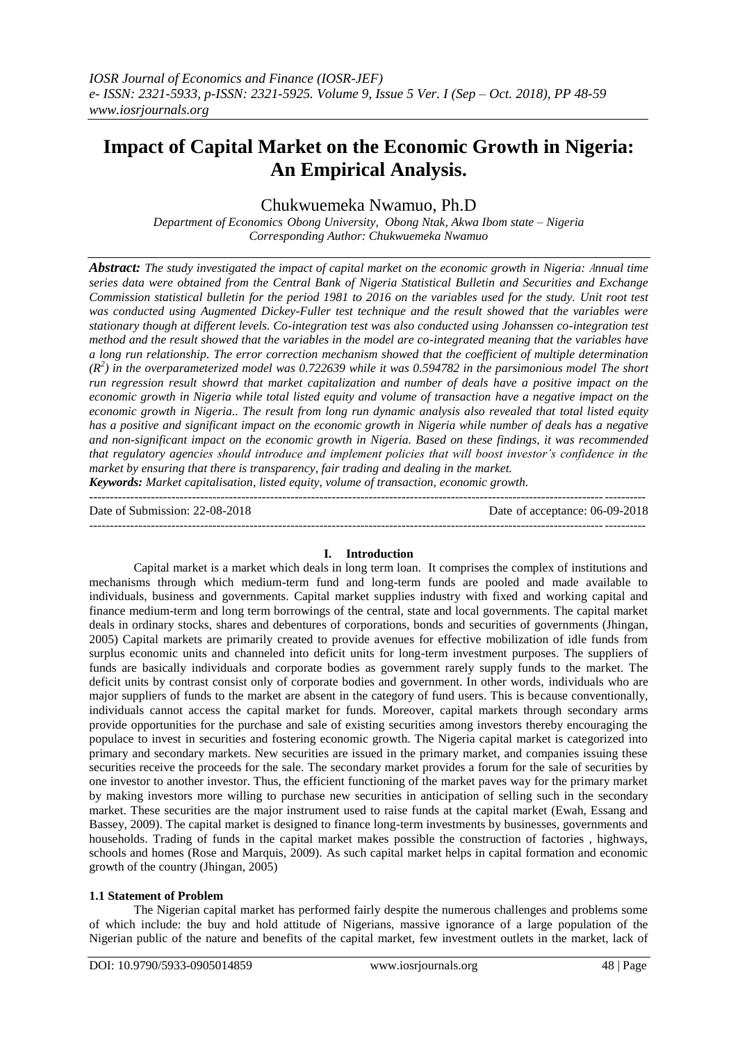# Impact of Capital Market on the Economic Growth in Nigeria: An Empirical Analysis.

Chukwuemeka Nwamuo, Ph.D

*Department of Economics Obong University, Obong Ntak, Akwa Ibom state – Nigeria*
*Corresponding Author: Chukwuemeka Nwamuo*

***Abstract:*** *The study investigated the impact of capital market on the economic growth in Nigeria: Annual time series data were obtained from the Central Bank of Nigeria Statistical Bulletin and Securities and Exchange Commission statistical bulletin for the period 1981 to 2016 on the variables used for the study. Unit root test was conducted using Augmented Dickey-Fuller test technique and the result showed that the variables were stationary though at different levels. Co-integration test was also conducted using Johanssen co-integration test method and the result showed that the variables in the model are co-integrated meaning that the variables have a long run relationship. The error correction mechanism showed that the coefficient of multiple determination ($R^2$) in the overparameterized model was 0.722639 while it was 0.594782 in the parsimonious model The short run regression result showrd that market capitalization and number of deals have a positive impact on the economic growth in Nigeria while total listed equity and volume of transaction have a negative impact on the economic growth in Nigeria.. The result from long run dynamic analysis also revealed that total listed equity has a positive and significant impact on the economic growth in Nigeria while number of deals has a negative and non-significant impact on the economic growth in Nigeria. Based on these findings, it was recommended that regulatory agencies should introduce and implement policies that will boost investor's confidence in the market by ensuring that there is transparency, fair trading and dealing in the market.*

***Keywords:*** *Market capitalisation, listed equity, volume of transaction, economic growth.*

---

Date of Submission: 22-08-2018 | Date of acceptance: 06-09-2018

---

## I. Introduction

Capital market is a market which deals in long term loan. It comprises the complex of institutions and mechanisms through which medium-term fund and long-term funds are pooled and made available to individuals, business and governments. Capital market supplies industry with fixed and working capital and finance medium-term and long term borrowings of the central, state and local governments. The capital market deals in ordinary stocks, shares and debentures of corporations, bonds and securities of governments (Jhingan, 2005) Capital markets are primarily created to provide avenues for effective mobilization of idle funds from surplus economic units and channeled into deficit units for long-term investment purposes. The suppliers of funds are basically individuals and corporate bodies as government rarely supply funds to the market. The deficit units by contrast consist only of corporate bodies and government. In other words, individuals who are major suppliers of funds to the market are absent in the category of fund users. This is because conventionally, individuals cannot access the capital market for funds. Moreover, capital markets through secondary arms provide opportunities for the purchase and sale of existing securities among investors thereby encouraging the populace to invest in securities and fostering economic growth. The Nigeria capital market is categorized into primary and secondary markets. New securities are issued in the primary market, and companies issuing these securities receive the proceeds for the sale. The secondary market provides a forum for the sale of securities by one investor to another investor. Thus, the efficient functioning of the market paves way for the primary market by making investors more willing to purchase new securities in anticipation of selling such in the secondary market. These securities are the major instrument used to raise funds at the capital market (Ewah, Essang and Bassey, 2009). The capital market is designed to finance long-term investments by businesses, governments and households. Trading of funds in the capital market makes possible the construction of factories , highways, schools and homes (Rose and Marquis, 2009). As such capital market helps in capital formation and economic growth of the country (Jhingan, 2005)

### 1.1 Statement of Problem

The Nigerian capital market has performed fairly despite the numerous challenges and problems some of which include: the buy and hold attitude of Nigerians, massive ignorance of a large population of the Nigerian public of the nature and benefits of the capital market, few investment outlets in the market, lack of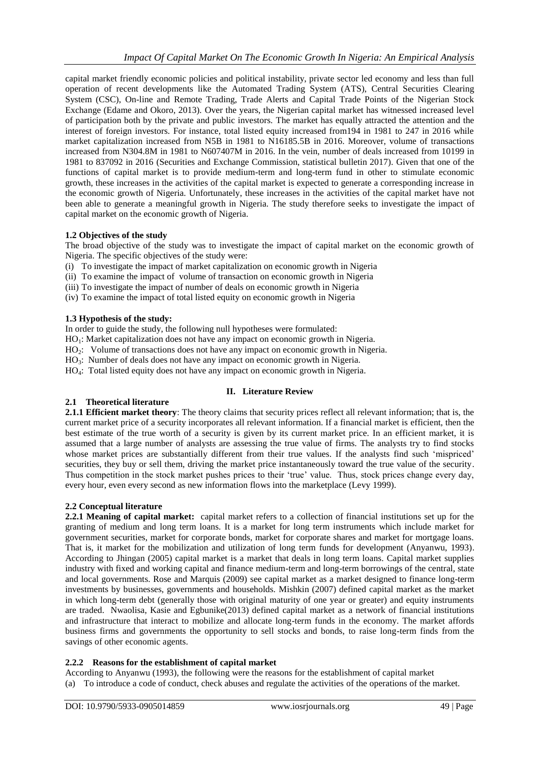capital market friendly economic policies and political instability, private sector led economy and less than full operation of recent developments like the Automated Trading System (ATS), Central Securities Clearing System (CSC), On-line and Remote Trading, Trade Alerts and Capital Trade Points of the Nigerian Stock Exchange (Edame and Okoro, 2013). Over the years, the Nigerian capital market has witnessed increased level of participation both by the private and public investors. The market has equally attracted the attention and the interest of foreign investors. For instance, total listed equity increased from194 in 1981 to 247 in 2016 while market capitalization increased from N5B in 1981 to N16185.5B in 2016. Moreover, volume of transactions increased from N304.8M in 1981 to N607407M in 2016. In the vein, number of deals increased from 10199 in 1981 to 837092 in 2016 (Securities and Exchange Commission, statistical bulletin 2017). Given that one of the functions of capital market is to provide medium-term and long-term fund in other to stimulate economic growth, these increases in the activities of the capital market is expected to generate a corresponding increase in the economic growth of Nigeria. Unfortunately, these increases in the activities of the capital market have not been able to generate a meaningful growth in Nigeria. The study therefore seeks to investigate the impact of capital market on the economic growth of Nigeria.

### 1.2 Objectives of the study

The broad objective of the study was to investigate the impact of capital market on the economic growth of Nigeria. The specific objectives of the study were:

(i) To investigate the impact of market capitalization on economic growth in Nigeria
(ii) To examine the impact of volume of transaction on economic growth in Nigeria
(iii) To investigate the impact of number of deals on economic growth in Nigeria
(iv) To examine the impact of total listed equity on economic growth in Nigeria

### 1.3 Hypothesis of the study:

In order to guide the study, the following null hypotheses were formulated:

$HO_1$: Market capitalization does not have any impact on economic growth in Nigeria.
$HO_2$: Volume of transactions does not have any impact on economic growth in Nigeria.
$HO_3$: Number of deals does not have any impact on economic growth in Nigeria.
$HO_4$: Total listed equity does not have any impact on economic growth in Nigeria.

## II. Literature Review

### 2.1 Theoretical literature

**2.1.1 Efficient market theory**: The theory claims that security prices reflect all relevant information; that is, the current market price of a security incorporates all relevant information. If a financial market is efficient, then the best estimate of the true worth of a security is given by its current market price. In an efficient market, it is assumed that a large number of analysts are assessing the true value of firms. The analysts try to find stocks whose market prices are substantially different from their true values. If the analysts find such 'mispriced' securities, they buy or sell them, driving the market price instantaneously toward the true value of the security. Thus competition in the stock market pushes prices to their 'true' value. Thus, stock prices change every day, every hour, even every second as new information flows into the marketplace (Levy 1999).

### 2.2 Conceptual literature

**2.2.1 Meaning of capital market:** capital market refers to a collection of financial institutions set up for the granting of medium and long term loans. It is a market for long term instruments which include market for government securities, market for corporate bonds, market for corporate shares and market for mortgage loans. That is, it market for the mobilization and utilization of long term funds for development (Anyanwu, 1993). According to Jhingan (2005) capital market is a market that deals in long term loans. Capital market supplies industry with fixed and working capital and finance medium-term and long-term borrowings of the central, state and local governments. Rose and Marquis (2009) see capital market as a market designed to finance long-term investments by businesses, governments and households. Mishkin (2007) defined capital market as the market in which long-term debt (generally those with original maturity of one year or greater) and equity instruments are traded. Nwaolisa, Kasie and Egbunike(2013) defined capital market as a network of financial institutions and infrastructure that interact to mobilize and allocate long-term funds in the economy. The market affords business firms and governments the opportunity to sell stocks and bonds, to raise long-term finds from the savings of other economic agents.

### 2.2.2 Reasons for the establishment of capital market

According to Anyanwu (1993), the following were the reasons for the establishment of capital market

(a) To introduce a code of conduct, check abuses and regulate the activities of the operations of the market.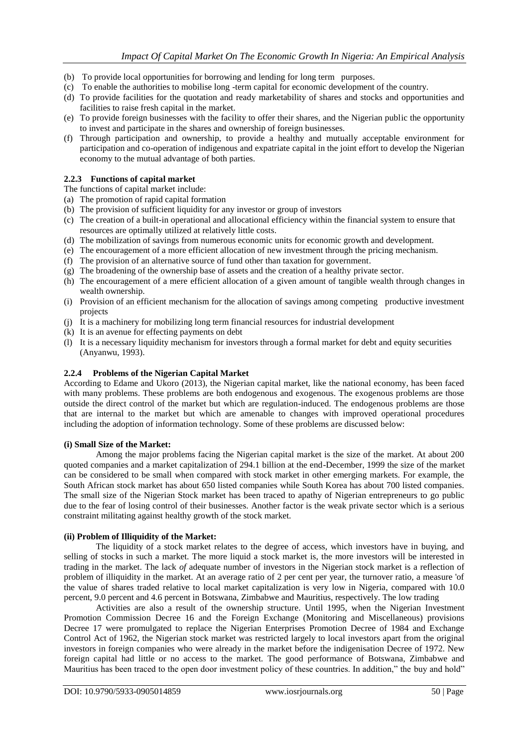(b) To provide local opportunities for borrowing and lending for long term purposes.
(c) To enable the authorities to mobilise long -term capital for economic development of the country.
(d) To provide facilities for the quotation and ready marketability of shares and stocks and opportunities and facilities to raise fresh capital in the market.
(e) To provide foreign businesses with the facility to offer their shares, and the Nigerian public the opportunity to invest and participate in the shares and ownership of foreign businesses.
(f) Through participation and ownership, to provide a healthy and mutually acceptable environment for participation and co-operation of indigenous and expatriate capital in the joint effort to develop the Nigerian economy to the mutual advantage of both parties.

### 2.2.3 Functions of capital market

The functions of capital market include:

(a) The promotion of rapid capital formation
(b) The provision of sufficient liquidity for any investor or group of investors
(c) The creation of a built-in operational and allocational efficiency within the financial system to ensure that resources are optimally utilized at relatively little costs.
(d) The mobilization of savings from numerous economic units for economic growth and development.
(e) The encouragement of a more efficient allocation of new investment through the pricing mechanism.
(f) The provision of an alternative source of fund other than taxation for government.
(g) The broadening of the ownership base of assets and the creation of a healthy private sector.
(h) The encouragement of a mere efficient allocation of a given amount of tangible wealth through changes in wealth ownership.
(i) Provision of an efficient mechanism for the allocation of savings among competing productive investment projects
(j) It is a machinery for mobilizing long term financial resources for industrial development
(k) It is an avenue for effecting payments on debt
(l) It is a necessary liquidity mechanism for investors through a formal market for debt and equity securities (Anyanwu, 1993).

### 2.2.4 Problems of the Nigerian Capital Market

According to Edame and Ukoro (2013), the Nigerian capital market, like the national economy, has been faced with many problems. These problems are both endogenous and exogenous. The exogenous problems are those outside the direct control of the market but which are regulation-induced. The endogenous problems are those that are internal to the market but which are amenable to changes with improved operational procedures including the adoption of information technology. Some of these problems are discussed below:

**(i) Small Size of the Market:**

Among the major problems facing the Nigerian capital market is the size of the market. At about 200 quoted companies and a market capitalization of 294.1 billion at the end-December, 1999 the size of the market can be considered to be small when compared with stock market in other emerging markets. For example, the South African stock market has about 650 listed companies while South Korea has about 700 listed companies. The small size of the Nigerian Stock market has been traced to apathy of Nigerian entrepreneurs to go public due to the fear of losing control of their businesses. Another factor is the weak private sector which is a serious constraint militating against healthy growth of the stock market.

**(ii) Problem of Illiquidity of the Market:**

The liquidity of a stock market relates to the degree of access, which investors have in buying, and selling of stocks in such a market. The more liquid a stock market is, the more investors will be interested in trading in the market. The lack *of* adequate number of investors in the Nigerian stock market is a reflection of problem of illiquidity in the market. At an average ratio of 2 per cent per year, the turnover ratio, a measure 'of the value of shares traded relative to local market capitalization is very low in Nigeria, compared with 10.0 percent, 9.0 percent and 4.6 percent in Botswana, Zimbabwe and Mauritius, respectively. The low trading

Activities are also a result of the ownership structure. Until 1995, when the Nigerian Investment Promotion Commission Decree 16 and the Foreign Exchange (Monitoring and Miscellaneous) provisions Decree 17 were promulgated to replace the Nigerian Enterprises Promotion Decree of 1984 and Exchange Control Act of 1962, the Nigerian stock market was restricted largely to local investors apart from the original investors in foreign companies who were already in the market before the indigenisation Decree of 1972. New foreign capital had little or no access to the market. The good performance of Botswana, Zimbabwe and Mauritius has been traced to the open door investment policy of these countries. In addition," the buy and hold"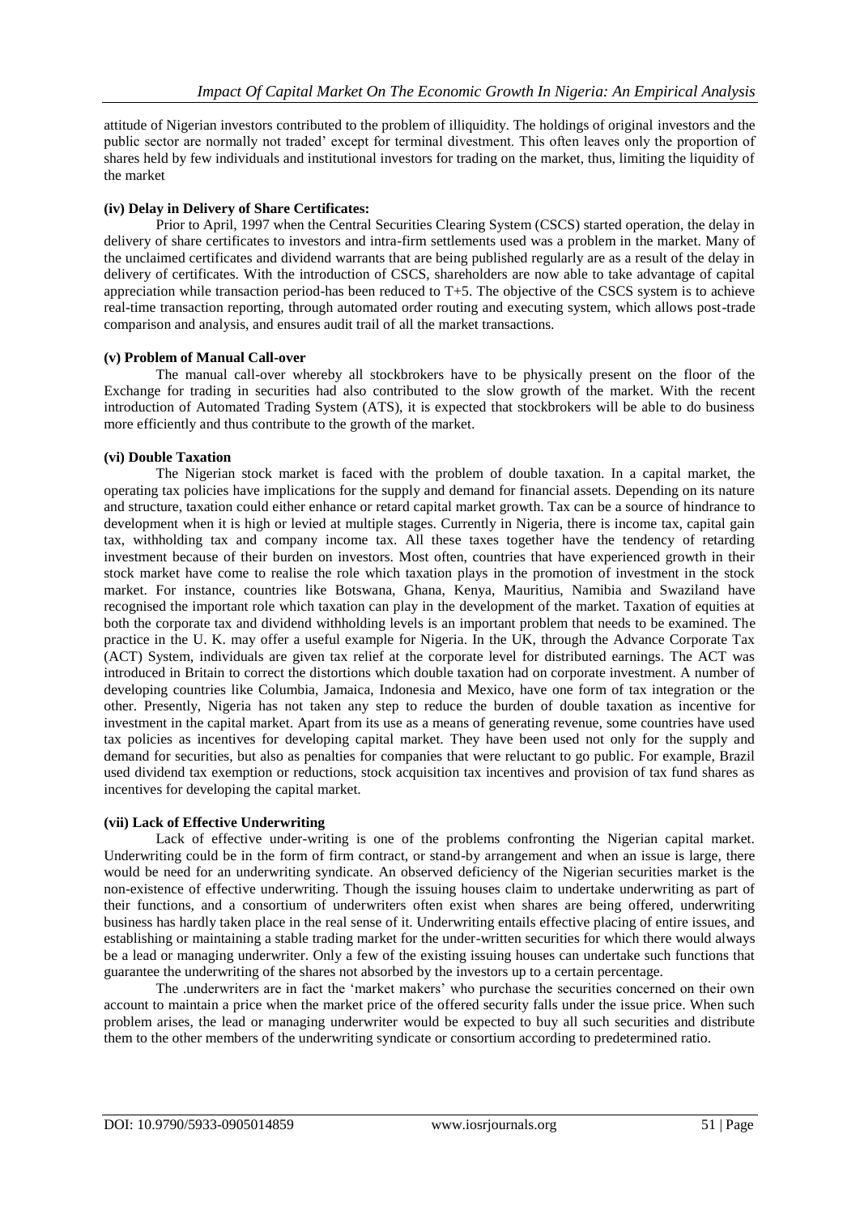attitude of Nigerian investors contributed to the problem of illiquidity. The holdings of original investors and the public sector are normally not traded' except for terminal divestment. This often leaves only the proportion of shares held by few individuals and institutional investors for trading on the market, thus, limiting the liquidity of the market

**(iv) Delay in Delivery of Share Certificates:**

Prior to April, 1997 when the Central Securities Clearing System (CSCS) started operation, the delay in delivery of share certificates to investors and intra-firm settlements used was a problem in the market. Many of the unclaimed certificates and dividend warrants that are being published regularly are as a result of the delay in delivery of certificates. With the introduction of CSCS, shareholders are now able to take advantage of capital appreciation while transaction period-has been reduced to T+5. The objective of the CSCS system is to achieve real-time transaction reporting, through automated order routing and executing system, which allows post-trade comparison and analysis, and ensures audit trail of all the market transactions.

**(v) Problem of Manual Call-over**

The manual call-over whereby all stockbrokers have to be physically present on the floor of the Exchange for trading in securities had also contributed to the slow growth of the market. With the recent introduction of Automated Trading System (ATS), it is expected that stockbrokers will be able to do business more efficiently and thus contribute to the growth of the market.

**(vi) Double Taxation**

The Nigerian stock market is faced with the problem of double taxation. In a capital market, the operating tax policies have implications for the supply and demand for financial assets. Depending on its nature and structure, taxation could either enhance or retard capital market growth. Tax can be a source of hindrance to development when it is high or levied at multiple stages. Currently in Nigeria, there is income tax, capital gain tax, withholding tax and company income tax. All these taxes together have the tendency of retarding investment because of their burden on investors. Most often, countries that have experienced growth in their stock market have come to realise the role which taxation plays in the promotion of investment in the stock market. For instance, countries like Botswana, Ghana, Kenya, Mauritius, Namibia and Swaziland have recognised the important role which taxation can play in the development of the market. Taxation of equities at both the corporate tax and dividend withholding levels is an important problem that needs to be examined. The practice in the U. K. may offer a useful example for Nigeria. In the UK, through the Advance Corporate Tax (ACT) System, individuals are given tax relief at the corporate level for distributed earnings. The ACT was introduced in Britain to correct the distortions which double taxation had on corporate investment. A number of developing countries like Columbia, Jamaica, Indonesia and Mexico, have one form of tax integration or the other. Presently, Nigeria has not taken any step to reduce the burden of double taxation as incentive for investment in the capital market. Apart from its use as a means of generating revenue, some countries have used tax policies as incentives for developing capital market. They have been used not only for the supply and demand for securities, but also as penalties for companies that were reluctant to go public. For example, Brazil used dividend tax exemption or reductions, stock acquisition tax incentives and provision of tax fund shares as incentives for developing the capital market.

**(vii) Lack of Effective Underwriting**

Lack of effective under-writing is one of the problems confronting the Nigerian capital market. Underwriting could be in the form of firm contract, or stand-by arrangement and when an issue is large, there would be need for an underwriting syndicate. An observed deficiency of the Nigerian securities market is the non-existence of effective underwriting. Though the issuing houses claim to undertake underwriting as part of their functions, and a consortium of underwriters often exist when shares are being offered, underwriting business has hardly taken place in the real sense of it. Underwriting entails effective placing of entire issues, and establishing or maintaining a stable trading market for the under-written securities for which there would always be a lead or managing underwriter. Only a few of the existing issuing houses can undertake such functions that guarantee the underwriting of the shares not absorbed by the investors up to a certain percentage.

The .underwriters are in fact the 'market makers' who purchase the securities concerned on their own account to maintain a price when the market price of the offered security falls under the issue price. When such problem arises, the lead or managing underwriter would be expected to buy all such securities and distribute them to the other members of the underwriting syndicate or consortium according to predetermined ratio.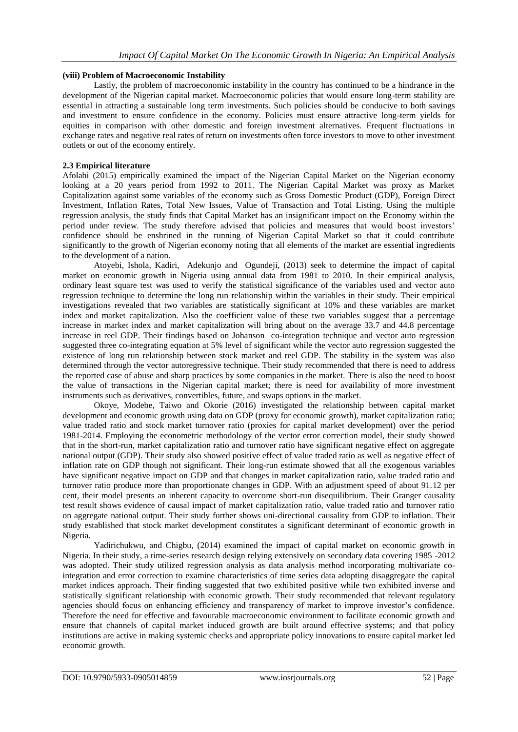**(viii) Problem of Macroeconomic Instability**

Lastly, the problem of macroeconomic instability in the country has continued to be a hindrance in the development of the Nigerian capital market. Macroeconomic policies that would ensure long-term stability are essential in attracting a sustainable long term investments. Such policies should be conducive to both savings and investment to ensure confidence in the economy. Policies must ensure attractive long-term yields for equities in comparison with other domestic and foreign investment alternatives. Frequent fluctuations in exchange rates and negative real rates of return on investments often force investors to move to other investment outlets or out of the economy entirely.

**2.3 Empirical literature**

Afolabi (2015) empirically examined the impact of the Nigerian Capital Market on the Nigerian economy looking at a 20 years period from 1992 to 2011. The Nigerian Capital Market was proxy as Market Capitalization against some variables of the economy such as Gross Domestic Product (GDP), Foreign Direct Investment, Inflation Rates, Total New Issues, Value of Transaction and Total Listing. Using the multiple regression analysis, the study finds that Capital Market has an insignificant impact on the Economy within the period under review. The study therefore advised that policies and measures that would boost investors' confidence should be enshrined in the running of Nigerian Capital Market so that it could contribute significantly to the growth of Nigerian economy noting that all elements of the market are essential ingredients to the development of a nation.

Atoyebi, Ishola, Kadiri, Adekunjo and Ogundeji, (2013) seek to determine the impact of capital market on economic growth in Nigeria using annual data from 1981 to 2010. In their empirical analysis, ordinary least square test was used to verify the statistical significance of the variables used and vector auto regression technique to determine the long run relationship within the variables in their study. Their empirical investigations revealed that two variables are statistically significant at 10% and these variables are market index and market capitalization. Also the coefficient value of these two variables suggest that a percentage increase in market index and market capitalization will bring about on the average 33.7 and 44.8 percentage increase in reel GDP. Their findings based on Johanson co-integration technique and vector auto regression suggested three co-integrating equation at 5% level of significant while the vector auto regression suggested the existence of long run relationship between stock market and reel GDP. The stability in the system was also determined through the vector autoregressive technique. Their study recommended that there is need to address the reported case of abuse and sharp practices by some companies in the market. There is also the need to boost the value of transactions in the Nigerian capital market; there is need for availability of more investment instruments such as derivatives, convertibles, future, and swaps options in the market.

Okoye, Modebe, Taiwo and Okorie (2016) investigated the relationship between capital market development and economic growth using data on GDP (proxy for economic growth), market capitalization ratio; value traded ratio and stock market turnover ratio (proxies for capital market development) over the period 1981-2014. Employing the econometric methodology of the vector error correction model, their study showed that in the short-run, market capitalization ratio and turnover ratio have significant negative effect on aggregate national output (GDP). Their study also showed positive effect of value traded ratio as well as negative effect of inflation rate on GDP though not significant. Their long-run estimate showed that all the exogenous variables have significant negative impact on GDP and that changes in market capitalization ratio, value traded ratio and turnover ratio produce more than proportionate changes in GDP. With an adjustment speed of about 91.12 per cent, their model presents an inherent capacity to overcome short-run disequilibrium. Their Granger causality test result shows evidence of causal impact of market capitalization ratio, value traded ratio and turnover ratio on aggregate national output. Their study further shows uni-directional causality from GDP to inflation. Their study established that stock market development constitutes a significant determinant of economic growth in Nigeria.

Yadirichukwu, and Chigbu, (2014) examined the impact of capital market on economic growth in Nigeria. In their study, a time-series research design relying extensively on secondary data covering 1985 -2012 was adopted. Their study utilized regression analysis as data analysis method incorporating multivariate co-integration and error correction to examine characteristics of time series data adopting disaggregate the capital market indices approach. Their finding suggested that two exhibited positive while two exhibited inverse and statistically significant relationship with economic growth. Their study recommended that relevant regulatory agencies should focus on enhancing efficiency and transparency of market to improve investor's confidence. Therefore the need for effective and favourable macroeconomic environment to facilitate economic growth and ensure that channels of capital market induced growth are built around effective systems; and that policy institutions are active in making systemic checks and appropriate policy innovations to ensure capital market led economic growth.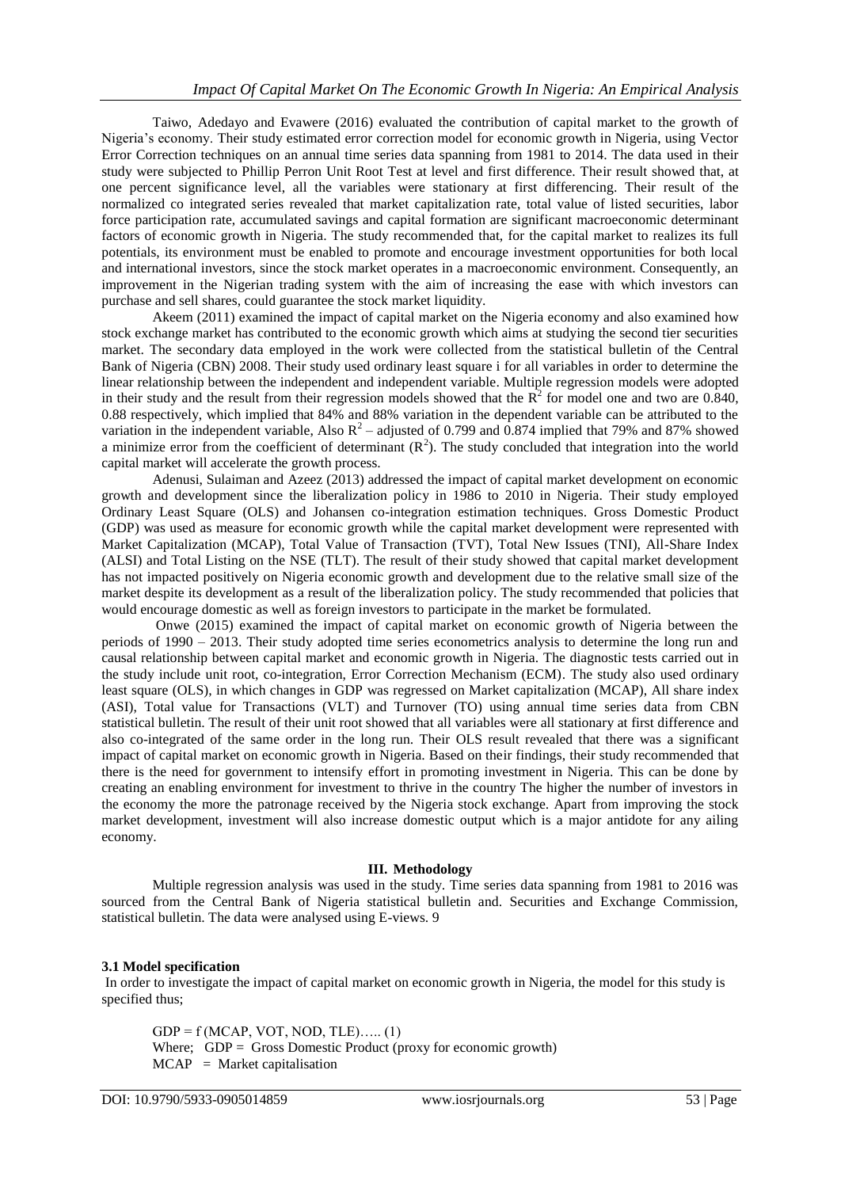Taiwo, Adedayo and Evawere (2016) evaluated the contribution of capital market to the growth of Nigeria's economy. Their study estimated error correction model for economic growth in Nigeria, using Vector Error Correction techniques on an annual time series data spanning from 1981 to 2014. The data used in their study were subjected to Phillip Perron Unit Root Test at level and first difference. Their result showed that, at one percent significance level, all the variables were stationary at first differencing. Their result of the normalized co integrated series revealed that market capitalization rate, total value of listed securities, labor force participation rate, accumulated savings and capital formation are significant macroeconomic determinant factors of economic growth in Nigeria. The study recommended that, for the capital market to realizes its full potentials, its environment must be enabled to promote and encourage investment opportunities for both local and international investors, since the stock market operates in a macroeconomic environment. Consequently, an improvement in the Nigerian trading system with the aim of increasing the ease with which investors can purchase and sell shares, could guarantee the stock market liquidity.

Akeem (2011) examined the impact of capital market on the Nigeria economy and also examined how stock exchange market has contributed to the economic growth which aims at studying the second tier securities market. The secondary data employed in the work were collected from the statistical bulletin of the Central Bank of Nigeria (CBN) 2008. Their study used ordinary least square i for all variables in order to determine the linear relationship between the independent and independent variable. Multiple regression models were adopted in their study and the result from their regression models showed that the $R^2$ for model one and two are 0.840, 0.88 respectively, which implied that 84% and 88% variation in the dependent variable can be attributed to the variation in the independent variable, Also $R^2$ – adjusted of 0.799 and 0.874 implied that 79% and 87% showed a minimize error from the coefficient of determinant ($R^2$). The study concluded that integration into the world capital market will accelerate the growth process.

Adenusi, Sulaiman and Azeez (2013) addressed the impact of capital market development on economic growth and development since the liberalization policy in 1986 to 2010 in Nigeria. Their study employed Ordinary Least Square (OLS) and Johansen co-integration estimation techniques. Gross Domestic Product (GDP) was used as measure for economic growth while the capital market development were represented with Market Capitalization (MCAP), Total Value of Transaction (TVT), Total New Issues (TNI), All-Share Index (ALSI) and Total Listing on the NSE (TLT). The result of their study showed that capital market development has not impacted positively on Nigeria economic growth and development due to the relative small size of the market despite its development as a result of the liberalization policy. The study recommended that policies that would encourage domestic as well as foreign investors to participate in the market be formulated.

Onwe (2015) examined the impact of capital market on economic growth of Nigeria between the periods of 1990 – 2013. Their study adopted time series econometrics analysis to determine the long run and causal relationship between capital market and economic growth in Nigeria. The diagnostic tests carried out in the study include unit root, co-integration, Error Correction Mechanism (ECM). The study also used ordinary least square (OLS), in which changes in GDP was regressed on Market capitalization (MCAP), All share index (ASI), Total value for Transactions (VLT) and Turnover (TO) using annual time series data from CBN statistical bulletin. The result of their unit root showed that all variables were all stationary at first difference and also co-integrated of the same order in the long run. Their OLS result revealed that there was a significant impact of capital market on economic growth in Nigeria. Based on their findings, their study recommended that there is the need for government to intensify effort in promoting investment in Nigeria. This can be done by creating an enabling environment for investment to thrive in the country The higher the number of investors in the economy the more the patronage received by the Nigeria stock exchange. Apart from improving the stock market development, investment will also increase domestic output which is a major antidote for any ailing economy.

## III. Methodology

Multiple regression analysis was used in the study. Time series data spanning from 1981 to 2016 was sourced from the Central Bank of Nigeria statistical bulletin and. Securities and Exchange Commission, statistical bulletin. The data were analysed using E-views. 9

### 3.1 Model specification

In order to investigate the impact of capital market on economic growth in Nigeria, the model for this study is specified thus;

GDP = f (MCAP, VOT, NOD, TLE)….. (1)
Where; GDP = Gross Domestic Product (proxy for economic growth)
MCAP = Market capitalisation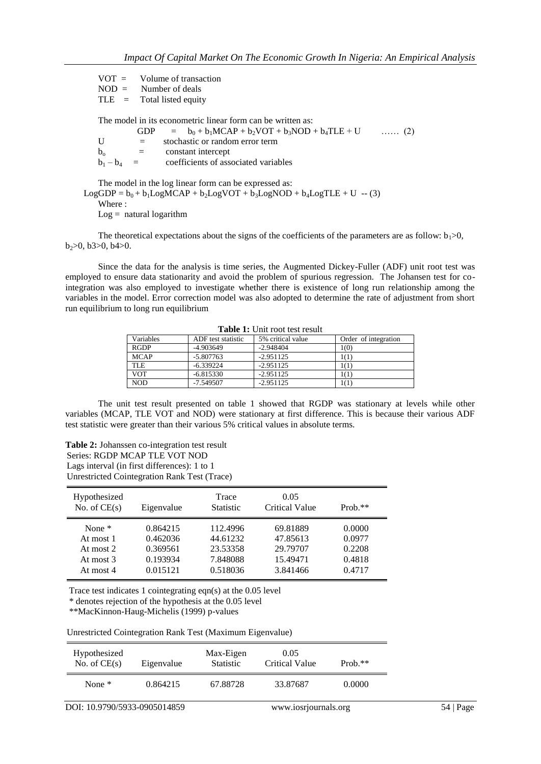VOT = Volume of transaction
NOD = Number of deals
TLE = Total listed equity

The model in its econometric linear form can be written as:

$$GDP = b_0 + b_1MCAP + b_2VOT + b_3NOD + b_4TLE + U \quad \ldots\ldots (2)$$

U = stochastic or random error term
$b_o$ = constant intercept
$b_1 - b_4$ = coefficients of associated variables

The model in the log linear form can be expressed as:

$$LogGDP = b_0 + b_1LogMCAP + b_2LogVOT + b_3LogNOD + b_4LogTLE + U \text{ -- } (3)$$

Where :
Log = natural logarithm

The theoretical expectations about the signs of the coefficients of the parameters are as follow: $b_1>0$, $b_2>0$, $b3>0$, $b4>0$.

Since the data for the analysis is time series, the Augmented Dickey-Fuller (ADF) unit root test was employed to ensure data stationarity and avoid the problem of spurious regression. The Johansen test for co-integration was also employed to investigate whether there is existence of long run relationship among the variables in the model. Error correction model was also adopted to determine the rate of adjustment from short run equilibrium to long run equilibrium

**Table 1:** Unit root test result

| Variables | ADF test statistic | 5% critical value | Order of integration |
|---|---|---|---|
| RGDP | -4.903649 | -2.948404 | 1(0) |
| MCAP | -5.807763 | -2.951125 | 1(1) |
| TLE | -6.339224 | -2.951125 | 1(1) |
| VOT | -6.815330 | -2.951125 | 1(1) |
| NOD | -7.549507 | -2.951125 | 1(1) |

The unit test result presented on table 1 showed that RGDP was stationary at levels while other variables (MCAP, TLE VOT and NOD) were stationary at first difference. This is because their various ADF test statistic were greater than their various 5% critical values in absolute terms.

**Table 2:** Johanssen co-integration test result
Series: RGDP MCAP TLE VOT NOD
Lags interval (in first differences): 1 to 1
Unrestricted Cointegration Rank Test (Trace)

| Hypothesized No. of CE(s) | Eigenvalue | Trace Statistic | 0.05 Critical Value | Prob.** |
|---|---|---|---|---|
| None * | 0.864215 | 112.4996 | 69.81889 | 0.0000 |
| At most 1 | 0.462036 | 44.61232 | 47.85613 | 0.0977 |
| At most 2 | 0.369561 | 23.53358 | 29.79707 | 0.2208 |
| At most 3 | 0.193934 | 7.848088 | 15.49471 | 0.4818 |
| At most 4 | 0.015121 | 0.518036 | 3.841466 | 0.4717 |

Trace test indicates 1 cointegrating eqn(s) at the 0.05 level
* denotes rejection of the hypothesis at the 0.05 level
**MacKinnon-Haug-Michelis (1999) p-values

Unrestricted Cointegration Rank Test (Maximum Eigenvalue)

| Hypothesized No. of CE(s) | Eigenvalue | Max-Eigen Statistic | 0.05 Critical Value | Prob.** |
|---|---|---|---|---|
| None * | 0.864215 | 67.88728 | 33.87687 | 0.0000 |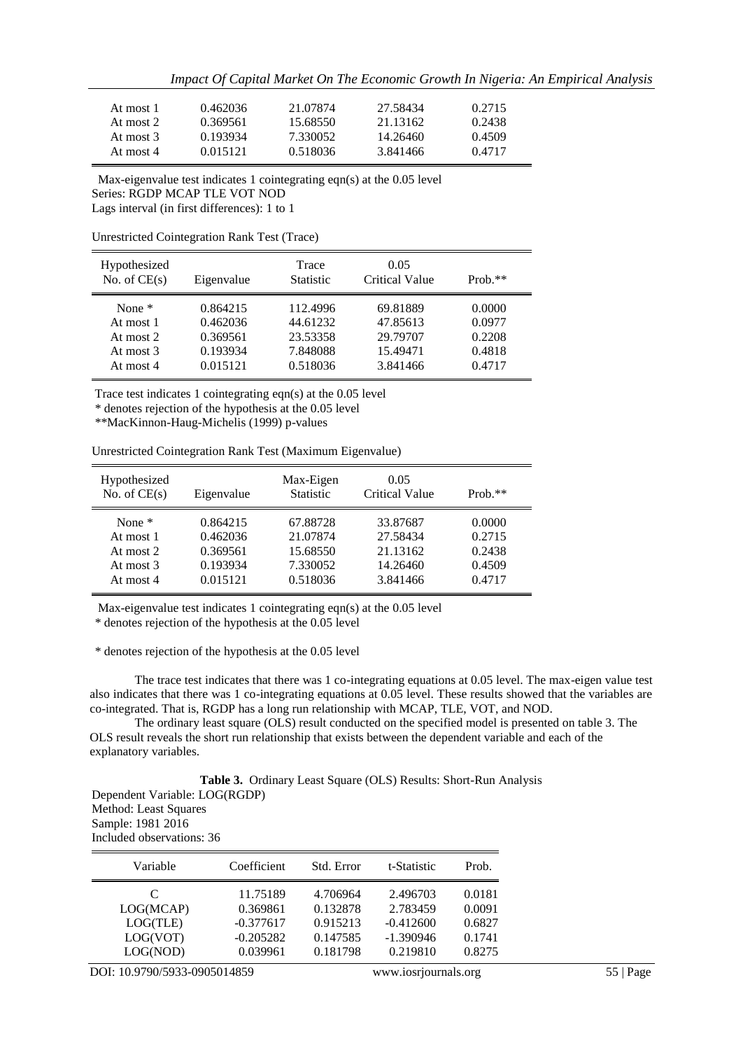| | | | | |
|---|---|---|---|---|
| At most 1 | 0.462036 | 21.07874 | 27.58434 | 0.2715 |
| At most 2 | 0.369561 | 15.68550 | 21.13162 | 0.2438 |
| At most 3 | 0.193934 | 7.330052 | 14.26460 | 0.4509 |
| At most 4 | 0.015121 | 0.518036 | 3.841466 | 0.4717 |

Max-eigenvalue test indicates 1 cointegrating eqn(s) at the 0.05 level
Series: RGDP MCAP TLE VOT NOD
Lags interval (in first differences): 1 to 1

Unrestricted Cointegration Rank Test (Trace)

| Hypothesized No. of CE(s) | Eigenvalue | Trace Statistic | 0.05 Critical Value | Prob.** |
|---|---|---|---|---|
| None * | 0.864215 | 112.4996 | 69.81889 | 0.0000 |
| At most 1 | 0.462036 | 44.61232 | 47.85613 | 0.0977 |
| At most 2 | 0.369561 | 23.53358 | 29.79707 | 0.2208 |
| At most 3 | 0.193934 | 7.848088 | 15.49471 | 0.4818 |
| At most 4 | 0.015121 | 0.518036 | 3.841466 | 0.4717 |

Trace test indicates 1 cointegrating eqn(s) at the 0.05 level
* denotes rejection of the hypothesis at the 0.05 level
**MacKinnon-Haug-Michelis (1999) p-values

Unrestricted Cointegration Rank Test (Maximum Eigenvalue)

| Hypothesized No. of CE(s) | Eigenvalue | Max-Eigen Statistic | 0.05 Critical Value | Prob.** |
|---|---|---|---|---|
| None * | 0.864215 | 67.88728 | 33.87687 | 0.0000 |
| At most 1 | 0.462036 | 21.07874 | 27.58434 | 0.2715 |
| At most 2 | 0.369561 | 15.68550 | 21.13162 | 0.2438 |
| At most 3 | 0.193934 | 7.330052 | 14.26460 | 0.4509 |
| At most 4 | 0.015121 | 0.518036 | 3.841466 | 0.4717 |

Max-eigenvalue test indicates 1 cointegrating eqn(s) at the 0.05 level
* denotes rejection of the hypothesis at the 0.05 level

* denotes rejection of the hypothesis at the 0.05 level

The trace test indicates that there was 1 co-integrating equations at 0.05 level. The max-eigen value test also indicates that there was 1 co-integrating equations at 0.05 level. These results showed that the variables are co-integrated. That is, RGDP has a long run relationship with MCAP, TLE, VOT, and NOD.

The ordinary least square (OLS) result conducted on the specified model is presented on table 3. The OLS result reveals the short run relationship that exists between the dependent variable and each of the explanatory variables.

**Table 3.** Ordinary Least Square (OLS) Results: Short-Run Analysis

Dependent Variable: LOG(RGDP)
Method: Least Squares
Sample: 1981 2016
Included observations: 36

| Variable | Coefficient | Std. Error | t-Statistic | Prob. |
|---|---|---|---|---|
| C | 11.75189 | 4.706964 | 2.496703 | 0.0181 |
| LOG(MCAP) | 0.369861 | 0.132878 | 2.783459 | 0.0091 |
| LOG(TLE) | -0.377617 | 0.915213 | -0.412600 | 0.6827 |
| LOG(VOT) | -0.205282 | 0.147585 | -1.390946 | 0.1741 |
| LOG(NOD) | 0.039961 | 0.181798 | 0.219810 | 0.8275 |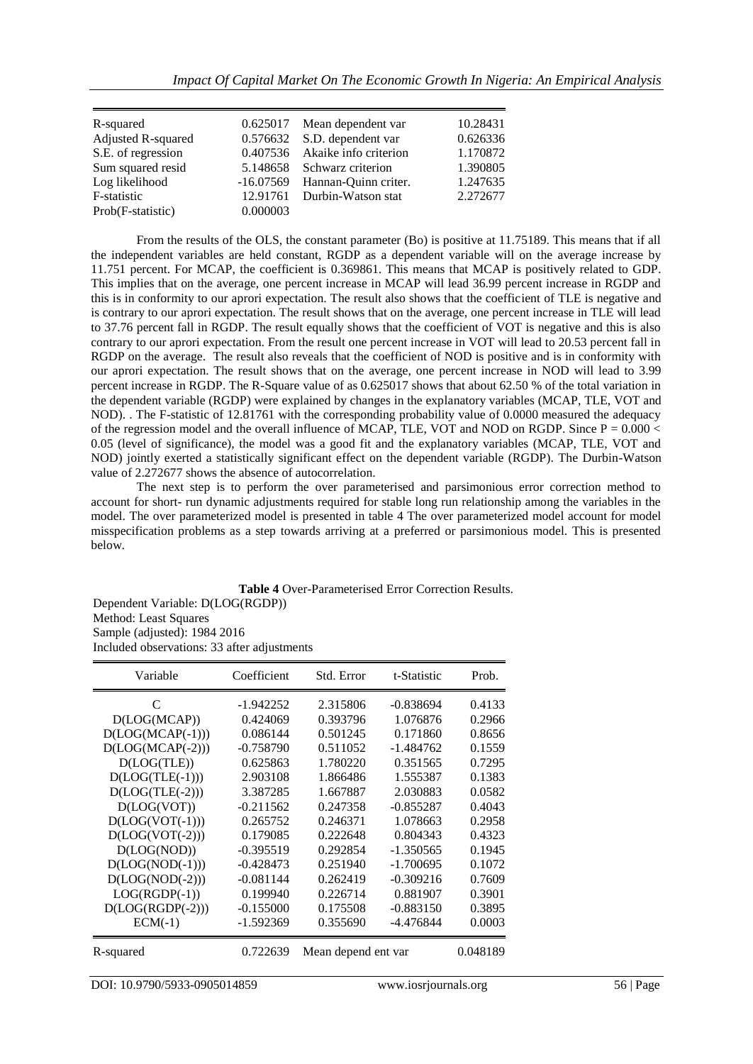| | | | |
|---|---|---|---|
| R-squared | 0.625017 | Mean dependent var | 10.28431 |
| Adjusted R-squared | 0.576632 | S.D. dependent var | 0.626336 |
| S.E. of regression | 0.407536 | Akaike info criterion | 1.170872 |
| Sum squared resid | 5.148658 | Schwarz criterion | 1.390805 |
| Log likelihood | -16.07569 | Hannan-Quinn criter. | 1.247635 |
| F-statistic | 12.91761 | Durbin-Watson stat | 2.272677 |
| Prob(F-statistic) | 0.000003 | | |

From the results of the OLS, the constant parameter (Bo) is positive at 11.75189. This means that if all the independent variables are held constant, RGDP as a dependent variable will on the average increase by 11.751 percent. For MCAP, the coefficient is 0.369861. This means that MCAP is positively related to GDP. This implies that on the average, one percent increase in MCAP will lead 36.99 percent increase in RGDP and this is in conformity to our aprori expectation. The result also shows that the coefficient of TLE is negative and is contrary to our aprori expectation. The result shows that on the average, one percent increase in TLE will lead to 37.76 percent fall in RGDP. The result equally shows that the coefficient of VOT is negative and this is also contrary to our aprori expectation. From the result one percent increase in VOT will lead to 20.53 percent fall in RGDP on the average. The result also reveals that the coefficient of NOD is positive and is in conformity with our aprori expectation. The result shows that on the average, one percent increase in NOD will lead to 3.99 percent increase in RGDP. The R-Square value of as 0.625017 shows that about 62.50 % of the total variation in the dependent variable (RGDP) were explained by changes in the explanatory variables (MCAP, TLE, VOT and NOD). . The F-statistic of 12.81761 with the corresponding probability value of 0.0000 measured the adequacy of the regression model and the overall influence of MCAP, TLE, VOT and NOD on RGDP. Since $P = 0.000 < 0.05$ (level of significance), the model was a good fit and the explanatory variables (MCAP, TLE, VOT and NOD) jointly exerted a statistically significant effect on the dependent variable (RGDP). The Durbin-Watson value of 2.272677 shows the absence of autocorrelation.

The next step is to perform the over parameterised and parsimonious error correction method to account for short- run dynamic adjustments required for stable long run relationship among the variables in the model. The over parameterized model is presented in table 4 The over parameterized model account for model misspecification problems as a step towards arriving at a preferred or parsimonious model. This is presented below.

**Table 4** Over-Parameterised Error Correction Results.

Dependent Variable: D(LOG(RGDP))
Method: Least Squares
Sample (adjusted): 1984 2016
Included observations: 33 after adjustments

| Variable | Coefficient | Std. Error | t-Statistic | Prob. |
|---|---|---|---|---|
| C | -1.942252 | 2.315806 | -0.838694 | 0.4133 |
| D(LOG(MCAP)) | 0.424069 | 0.393796 | 1.076876 | 0.2966 |
| D(LOG(MCAP(-1))) | 0.086144 | 0.501245 | 0.171860 | 0.8656 |
| D(LOG(MCAP(-2))) | -0.758790 | 0.511052 | -1.484762 | 0.1559 |
| D(LOG(TLE)) | 0.625863 | 1.780220 | 0.351565 | 0.7295 |
| D(LOG(TLE(-1))) | 2.903108 | 1.866486 | 1.555387 | 0.1383 |
| D(LOG(TLE(-2))) | 3.387285 | 1.667887 | 2.030883 | 0.0582 |
| D(LOG(VOT)) | -0.211562 | 0.247358 | -0.855287 | 0.4043 |
| D(LOG(VOT(-1))) | 0.265752 | 0.246371 | 1.078663 | 0.2958 |
| D(LOG(VOT(-2))) | 0.179085 | 0.222648 | 0.804343 | 0.4323 |
| D(LOG(NOD)) | -0.395519 | 0.292854 | -1.350565 | 0.1945 |
| D(LOG(NOD(-1))) | -0.428473 | 0.251940 | -1.700695 | 0.1072 |
| D(LOG(NOD(-2))) | -0.081144 | 0.262419 | -0.309216 | 0.7609 |
| LOG(RGDP(-1)) | 0.199940 | 0.226714 | 0.881907 | 0.3901 |
| D(LOG(RGDP(-2))) | -0.155000 | 0.175508 | -0.883150 | 0.3895 |
| ECM(-1) | -1.592369 | 0.355690 | -4.476844 | 0.0003 |
| R-squared | 0.722639 | Mean depend ent var | | 0.048189 |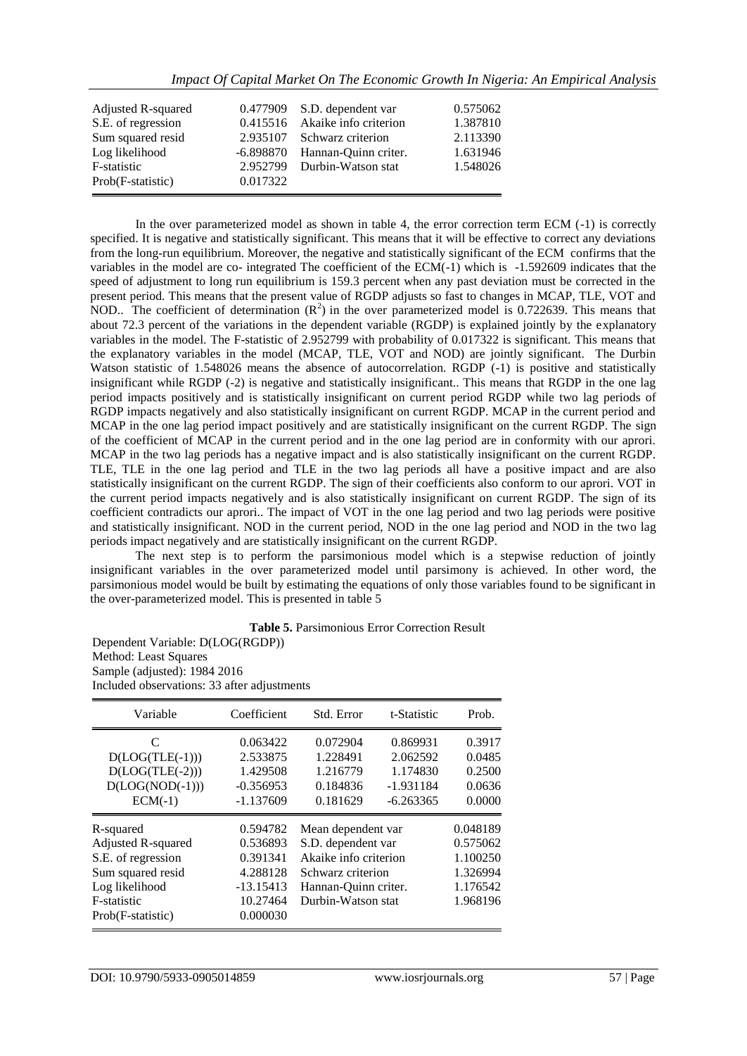| | | | |
|---|---|---|---|
| Adjusted R-squared | 0.477909 | S.D. dependent var | 0.575062 |
| S.E. of regression | 0.415516 | Akaike info criterion | 1.387810 |
| Sum squared resid | 2.935107 | Schwarz criterion | 2.113390 |
| Log likelihood | -6.898870 | Hannan-Quinn criter. | 1.631946 |
| F-statistic | 2.952799 | Durbin-Watson stat | 1.548026 |
| Prob(F-statistic) | 0.017322 | | |

In the over parameterized model as shown in table 4, the error correction term ECM (-1) is correctly specified. It is negative and statistically significant. This means that it will be effective to correct any deviations from the long-run equilibrium. Moreover, the negative and statistically significant of the ECM confirms that the variables in the model are co- integrated The coefficient of the ECM(-1) which is -1.592609 indicates that the speed of adjustment to long run equilibrium is 159.3 percent when any past deviation must be corrected in the present period. This means that the present value of RGDP adjusts so fast to changes in MCAP, TLE, VOT and NOD.. The coefficient of determination ($R^2$) in the over parameterized model is 0.722639. This means that about 72.3 percent of the variations in the dependent variable (RGDP) is explained jointly by the explanatory variables in the model. The F-statistic of 2.952799 with probability of 0.017322 is significant. This means that the explanatory variables in the model (MCAP, TLE, VOT and NOD) are jointly significant. The Durbin Watson statistic of 1.548026 means the absence of autocorrelation. RGDP (-1) is positive and statistically insignificant while RGDP (-2) is negative and statistically insignificant.. This means that RGDP in the one lag period impacts positively and is statistically insignificant on current period RGDP while two lag periods of RGDP impacts negatively and also statistically insignificant on current RGDP. MCAP in the current period and MCAP in the one lag period impact positively and are statistically insignificant on the current RGDP. The sign of the coefficient of MCAP in the current period and in the one lag period are in conformity with our aprori. MCAP in the two lag periods has a negative impact and is also statistically insignificant on the current RGDP. TLE, TLE in the one lag period and TLE in the two lag periods all have a positive impact and are also statistically insignificant on the current RGDP. The sign of their coefficients also conform to our aprori. VOT in the current period impacts negatively and is also statistically insignificant on current RGDP. The sign of its coefficient contradicts our aprori.. The impact of VOT in the one lag period and two lag periods were positive and statistically insignificant. NOD in the current period, NOD in the one lag period and NOD in the two lag periods impact negatively and are statistically insignificant on the current RGDP.

The next step is to perform the parsimonious model which is a stepwise reduction of jointly insignificant variables in the over parameterized model until parsimony is achieved. In other word, the parsimonious model would be built by estimating the equations of only those variables found to be significant in the over-parameterized model. This is presented in table 5

**Table 5.** Parsimonious Error Correction Result

Dependent Variable: D(LOG(RGDP))
Method: Least Squares
Sample (adjusted): 1984 2016
Included observations: 33 after adjustments

| Variable | Coefficient | Std. Error | t-Statistic | Prob. |
|---|---|---|---|---|
| C | 0.063422 | 0.072904 | 0.869931 | 0.3917 |
| D(LOG(TLE(-1))) | 2.533875 | 1.228491 | 2.062592 | 0.0485 |
| D(LOG(TLE(-2))) | 1.429508 | 1.216779 | 1.174830 | 0.2500 |
| D(LOG(NOD(-1))) | -0.356953 | 0.184836 | -1.931184 | 0.0636 |
| ECM(-1) | -1.137609 | 0.181629 | -6.263365 | 0.0000 |
| R-squared | 0.594782 | Mean dependent var | | 0.048189 |
| Adjusted R-squared | 0.536893 | S.D. dependent var | | 0.575062 |
| S.E. of regression | 0.391341 | Akaike info criterion | | 1.100250 |
| Sum squared resid | 4.288128 | Schwarz criterion | | 1.326994 |
| Log likelihood | -13.15413 | Hannan-Quinn criter. | | 1.176542 |
| F-statistic | 10.27464 | Durbin-Watson stat | | 1.968196 |
| Prob(F-statistic) | 0.000030 | | | |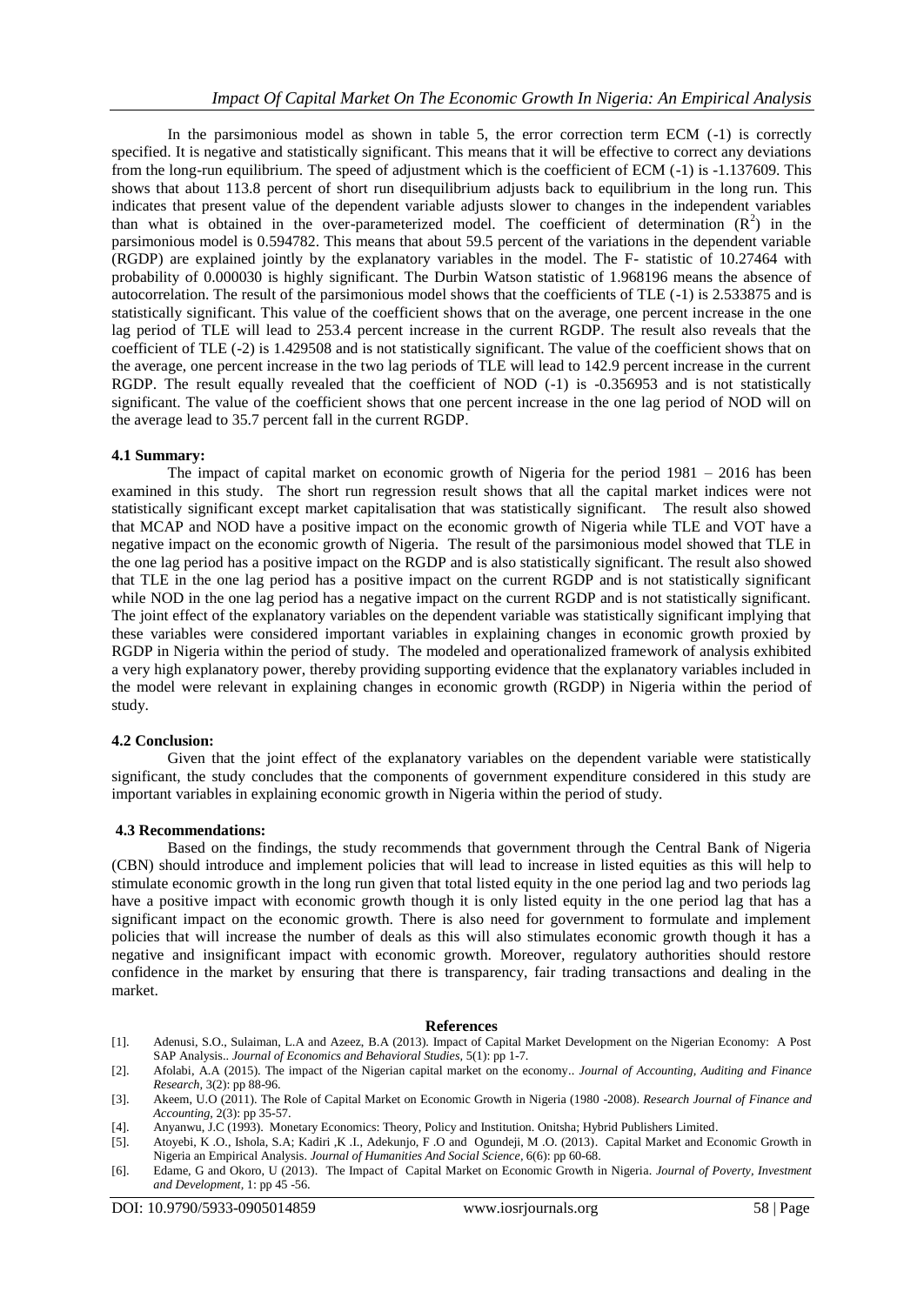In the parsimonious model as shown in table 5, the error correction term ECM (-1) is correctly specified. It is negative and statistically significant. This means that it will be effective to correct any deviations from the long-run equilibrium. The speed of adjustment which is the coefficient of ECM (-1) is -1.137609. This shows that about 113.8 percent of short run disequilibrium adjusts back to equilibrium in the long run. This indicates that present value of the dependent variable adjusts slower to changes in the independent variables than what is obtained in the over-parameterized model. The coefficient of determination ($R^2$) in the parsimonious model is 0.594782. This means that about 59.5 percent of the variations in the dependent variable (RGDP) are explained jointly by the explanatory variables in the model. The F- statistic of 10.27464 with probability of 0.000030 is highly significant. The Durbin Watson statistic of 1.968196 means the absence of autocorrelation. The result of the parsimonious model shows that the coefficients of TLE (-1) is 2.533875 and is statistically significant. This value of the coefficient shows that on the average, one percent increase in the one lag period of TLE will lead to 253.4 percent increase in the current RGDP. The result also reveals that the coefficient of TLE (-2) is 1.429508 and is not statistically significant. The value of the coefficient shows that on the average, one percent increase in the two lag periods of TLE will lead to 142.9 percent increase in the current RGDP. The result equally revealed that the coefficient of NOD (-1) is -0.356953 and is not statistically significant. The value of the coefficient shows that one percent increase in the one lag period of NOD will on the average lead to 35.7 percent fall in the current RGDP.

### 4.1 Summary:

The impact of capital market on economic growth of Nigeria for the period 1981 – 2016 has been examined in this study. The short run regression result shows that all the capital market indices were not statistically significant except market capitalisation that was statistically significant. The result also showed that MCAP and NOD have a positive impact on the economic growth of Nigeria while TLE and VOT have a negative impact on the economic growth of Nigeria. The result of the parsimonious model showed that TLE in the one lag period has a positive impact on the RGDP and is also statistically significant. The result also showed that TLE in the one lag period has a positive impact on the current RGDP and is not statistically significant while NOD in the one lag period has a negative impact on the current RGDP and is not statistically significant. The joint effect of the explanatory variables on the dependent variable was statistically significant implying that these variables were considered important variables in explaining changes in economic growth proxied by RGDP in Nigeria within the period of study. The modeled and operationalized framework of analysis exhibited a very high explanatory power, thereby providing supporting evidence that the explanatory variables included in the model were relevant in explaining changes in economic growth (RGDP) in Nigeria within the period of study.

### 4.2 Conclusion:

Given that the joint effect of the explanatory variables on the dependent variable were statistically significant, the study concludes that the components of government expenditure considered in this study are important variables in explaining economic growth in Nigeria within the period of study.

### 4.3 Recommendations:

Based on the findings, the study recommends that government through the Central Bank of Nigeria (CBN) should introduce and implement policies that will lead to increase in listed equities as this will help to stimulate economic growth in the long run given that total listed equity in the one period lag and two periods lag have a positive impact with economic growth though it is only listed equity in the one period lag that has a significant impact on the economic growth. There is also need for government to formulate and implement policies that will increase the number of deals as this will also stimulates economic growth though it has a negative and insignificant impact with economic growth. Moreover, regulatory authorities should restore confidence in the market by ensuring that there is transparency, fair trading transactions and dealing in the market.

## References

[1]. Adenusi, S.O., Sulaiman, L.A and Azeez, B.A (2013). Impact of Capital Market Development on the Nigerian Economy: A Post SAP Analysis.. *Journal of Economics and Behavioral Studies,* 5(1): pp 1-7.

[2]. Afolabi, A.A (2015). The impact of the Nigerian capital market on the economy.. *Journal of Accounting, Auditing and Finance Research,* 3(2): pp 88-96.

[3]. Akeem, U.O (2011). The Role of Capital Market on Economic Growth in Nigeria (1980 -2008). *Research Journal of Finance and Accounting,* 2(3): pp 35-57.

[4]. Anyanwu, J.C (1993). Monetary Economics: Theory, Policy and Institution. Onitsha; Hybrid Publishers Limited.

[5]. Atoyebi, K .O., Ishola, S.A; Kadiri ,K .I., Adekunjo, F .O and Ogundeji, M .O. (2013). Capital Market and Economic Growth in Nigeria an Empirical Analysis. *Journal of Humanities And Social Science,* 6(6): pp 60-68.

[6]. Edame, G and Okoro, U (2013). The Impact of Capital Market on Economic Growth in Nigeria. *Journal of Poverty, Investment and Development,* 1: pp 45 -56.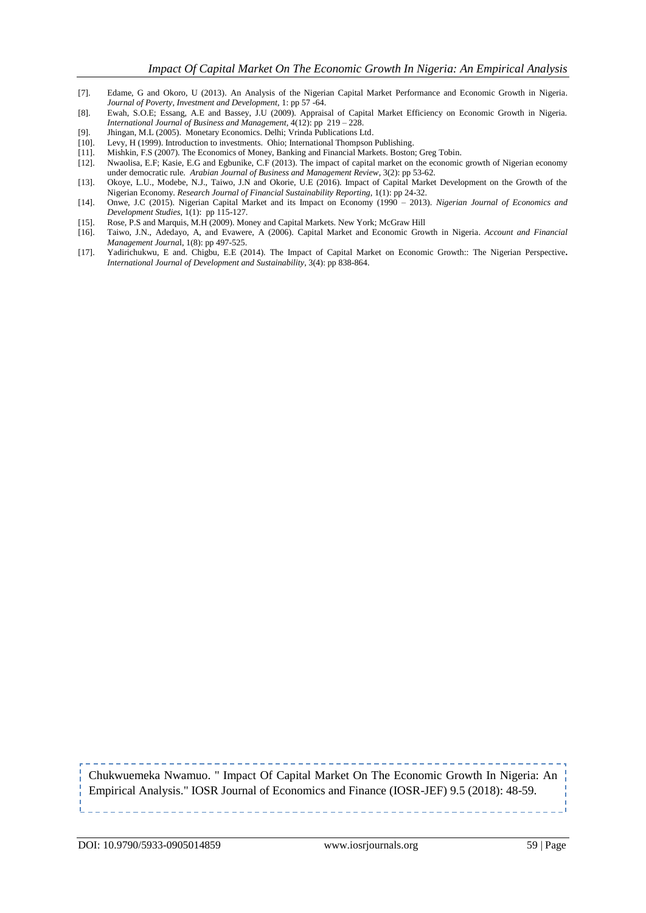[7]. Edame, G and Okoro, U (2013). An Analysis of the Nigerian Capital Market Performance and Economic Growth in Nigeria. *Journal of Poverty, Investment and Development*, 1: pp 57 -64.

[8]. Ewah, S.O.E; Essang, A.E and Bassey, J.U (2009). Appraisal of Capital Market Efficiency on Economic Growth in Nigeria. *International Journal of Business and Management,* 4(12): pp 219 – 228.

[9]. Jhingan, M.L (2005). Monetary Economics. Delhi; Vrinda Publications Ltd.

[10]. Levy, H (1999). Introduction to investments. Ohio; International Thompson Publishing.

[11]. Mishkin, F.S (2007). The Economics of Money, Banking and Financial Markets. Boston; Greg Tobin.

[12]. Nwaolisa, E.F; Kasie, E.G and Egbunike, C.F (2013). The impact of capital market on the economic growth of Nigerian economy under democratic rule. *Arabian Journal of Business and Management Review*, 3(2): pp 53-62.

[13]. Okoye, L.U., Modebe, N.J., Taiwo, J.N and Okorie, U.E (2016). Impact of Capital Market Development on the Growth of the Nigerian Economy. *Research Journal of Financial Sustainability Reporting*, 1(1): pp 24-32.

[14]. Onwe, J.C (2015). Nigerian Capital Market and its Impact on Economy (1990 – 2013). *Nigerian Journal of Economics and Development Studies*, 1(1): pp 115-127.

[15]. Rose, P.S and Marquis, M.H (2009). Money and Capital Markets. New York; McGraw Hill

[16]. Taiwo, J.N., Adedayo, A, and Evawere, A (2006). Capital Market and Economic Growth in Nigeria. *Account and Financial Management Journa*l, 1(8): pp 497-525.

[17]. Yadirichukwu, E and. Chigbu, E.E (2014). The Impact of Capital Market on Economic Growth:: The Nigerian Perspective**.** *International Journal of Development and Sustainability*, 3(4): pp 838-864.

Chukwuemeka Nwamuo. " Impact Of Capital Market On The Economic Growth In Nigeria: An Empirical Analysis." IOSR Journal of Economics and Finance (IOSR-JEF) 9.5 (2018): 48-59.